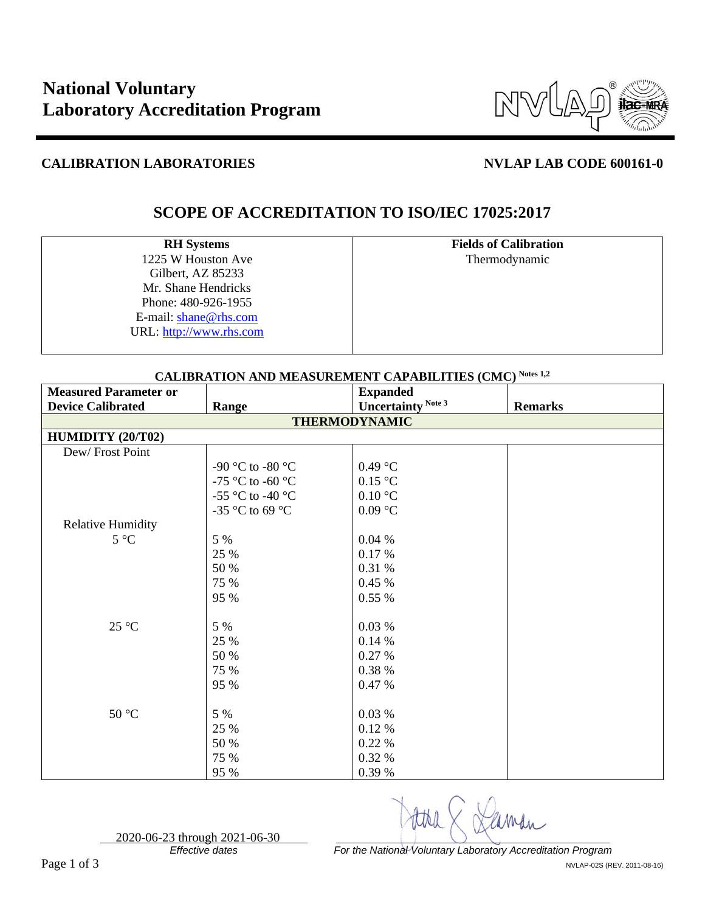# National Voluntary Laboratory Accreditation Program

**CALIBRATION LABORATORIES** **NVLAP LAB CODE 600161-0**

## SCOPE OF ACCREDITATION TO ISO/IEC 17025:2017

| **RH Systems** | **Fields of Calibration** |
|---|---|
| 1225 W Houston Ave<br>Gilbert, AZ 85233<br>Mr. Shane Hendricks<br>Phone: 480-926-1955<br>E-mail: shane@rhs.com<br>URL: http://www.rhs.com | Thermodynamic |

### CALIBRATION AND MEASUREMENT CAPABILITIES (CMC) Notes 1,2

| Measured Parameter or Device Calibrated | Range | Expanded Uncertainty Note 3 | Remarks |
|---|---|---|---|
| **THERMODYNAMIC** | | | |
| **HUMIDITY (20/T02)** | | | |
| Dew/ Frost Point | | | |
| | -90 °C to -80 °C | 0.49 °C | |
| | -75 °C to -60 °C | 0.15 °C | |
| | -55 °C to -40 °C | 0.10 °C | |
| | -35 °C to 69 °C | 0.09 °C | |
| Relative Humidity | | | |
| 5 °C | 5 % | 0.04 % | |
| | 25 % | 0.17 % | |
| | 50 % | 0.31 % | |
| | 75 % | 0.45 % | |
| | 95 % | 0.55 % | |
| 25 °C | 5 % | 0.03 % | |
| | 25 % | 0.14 % | |
| | 50 % | 0.27 % | |
| | 75 % | 0.38 % | |
| | 95 % | 0.47 % | |
| 50 °C | 5 % | 0.03 % | |
| | 25 % | 0.12 % | |
| | 50 % | 0.22 % | |
| | 75 % | 0.32 % | |
| | 95 % | 0.39 % | |

2020-06-23 through 2021-06-30
*Effective dates*

*For the National Voluntary Laboratory Accreditation Program*

NVLAP-02S (REV. 2011-08-16)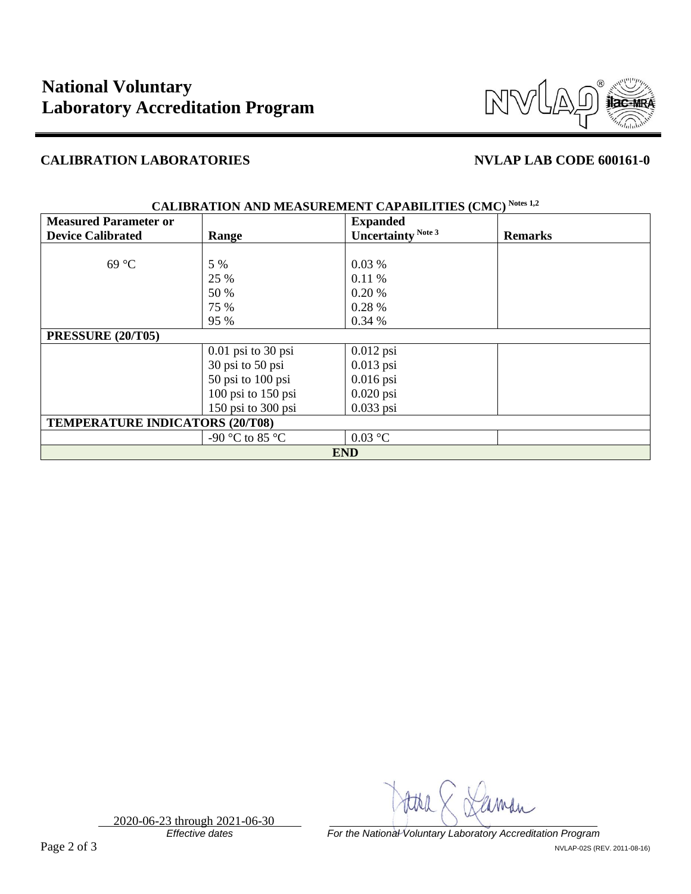# National Voluntary Laboratory Accreditation Program

## CALIBRATION LABORATORIES

## NVLAP LAB CODE 600161-0

**CALIBRATION AND MEASUREMENT CAPABILITIES (CMC) Notes 1,2**

| Measured Parameter or Device Calibrated | Range | Expanded Uncertainty Note 3 | Remarks |
|---|---|---|---|
| 69 °C | 5 %<br>25 %<br>50 %<br>75 %<br>95 % | 0.03 %<br>0.11 %<br>0.20 %<br>0.28 %<br>0.34 % | |
| **PRESSURE (20/T05)** | | | |
| | 0.01 psi to 30 psi<br>30 psi to 50 psi<br>50 psi to 100 psi<br>100 psi to 150 psi<br>150 psi to 300 psi | 0.012 psi<br>0.013 psi<br>0.016 psi<br>0.020 psi<br>0.033 psi | |
| **TEMPERATURE INDICATORS (20/T08)** | | | |
| | -90 °C to 85 °C | 0.03 °C | |
| **END** | | | |

2020-06-23 through 2021-06-30
*Effective dates*

*For the National Voluntary Laboratory Accreditation Program*

NVLAP-02S (REV. 2011-08-16)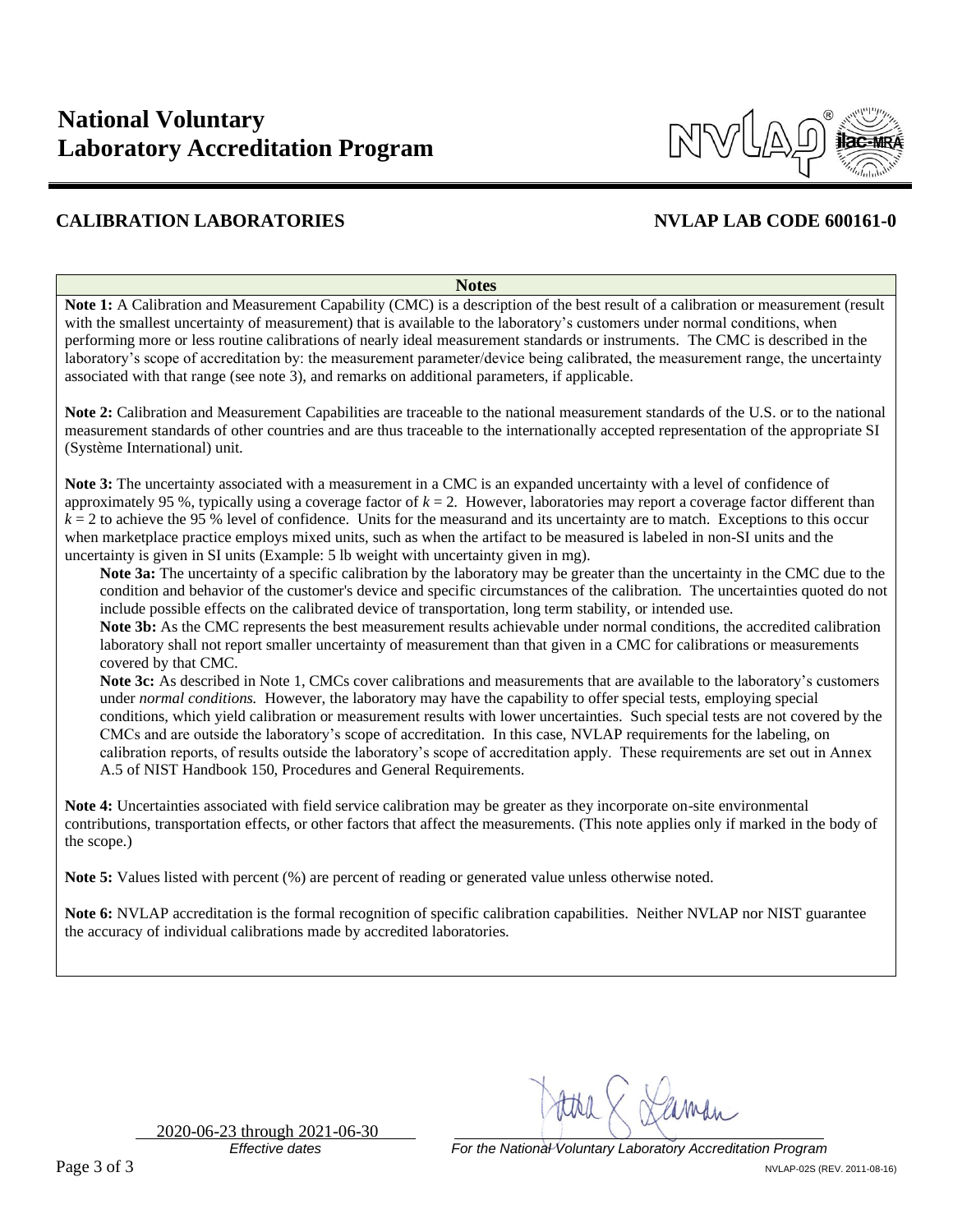# National Voluntary Laboratory Accreditation Program

**CALIBRATION LABORATORIES** **NVLAP LAB CODE 600161-0**

**Notes**

**Note 1:** A Calibration and Measurement Capability (CMC) is a description of the best result of a calibration or measurement (result with the smallest uncertainty of measurement) that is available to the laboratory's customers under normal conditions, when performing more or less routine calibrations of nearly ideal measurement standards or instruments. The CMC is described in the laboratory's scope of accreditation by: the measurement parameter/device being calibrated, the measurement range, the uncertainty associated with that range (see note 3), and remarks on additional parameters, if applicable.

**Note 2:** Calibration and Measurement Capabilities are traceable to the national measurement standards of the U.S. or to the national measurement standards of other countries and are thus traceable to the internationally accepted representation of the appropriate SI (Système International) unit.

**Note 3:** The uncertainty associated with a measurement in a CMC is an expanded uncertainty with a level of confidence of approximately 95 %, typically using a coverage factor of $k = 2$. However, laboratories may report a coverage factor different than $k = 2$ to achieve the 95 % level of confidence. Units for the measurand and its uncertainty are to match. Exceptions to this occur when marketplace practice employs mixed units, such as when the artifact to be measured is labeled in non-SI units and the uncertainty is given in SI units (Example: 5 lb weight with uncertainty given in mg).

**Note 3a:** The uncertainty of a specific calibration by the laboratory may be greater than the uncertainty in the CMC due to the condition and behavior of the customer's device and specific circumstances of the calibration. The uncertainties quoted do not include possible effects on the calibrated device of transportation, long term stability, or intended use.

**Note 3b:** As the CMC represents the best measurement results achievable under normal conditions, the accredited calibration laboratory shall not report smaller uncertainty of measurement than that given in a CMC for calibrations or measurements covered by that CMC.

**Note 3c:** As described in Note 1, CMCs cover calibrations and measurements that are available to the laboratory's customers under *normal conditions.* However, the laboratory may have the capability to offer special tests, employing special conditions, which yield calibration or measurement results with lower uncertainties. Such special tests are not covered by the CMCs and are outside the laboratory's scope of accreditation. In this case, NVLAP requirements for the labeling, on calibration reports, of results outside the laboratory's scope of accreditation apply. These requirements are set out in Annex A.5 of NIST Handbook 150, Procedures and General Requirements.

**Note 4:** Uncertainties associated with field service calibration may be greater as they incorporate on-site environmental contributions, transportation effects, or other factors that affect the measurements. (This note applies only if marked in the body of the scope.)

**Note 5:** Values listed with percent (%) are percent of reading or generated value unless otherwise noted.

**Note 6:** NVLAP accreditation is the formal recognition of specific calibration capabilities. Neither NVLAP nor NIST guarantee the accuracy of individual calibrations made by accredited laboratories.

2020-06-23 through 2021-06-30
*Effective dates*

*For the National Voluntary Laboratory Accreditation Program*

NVLAP-02S (REV. 2011-08-16)